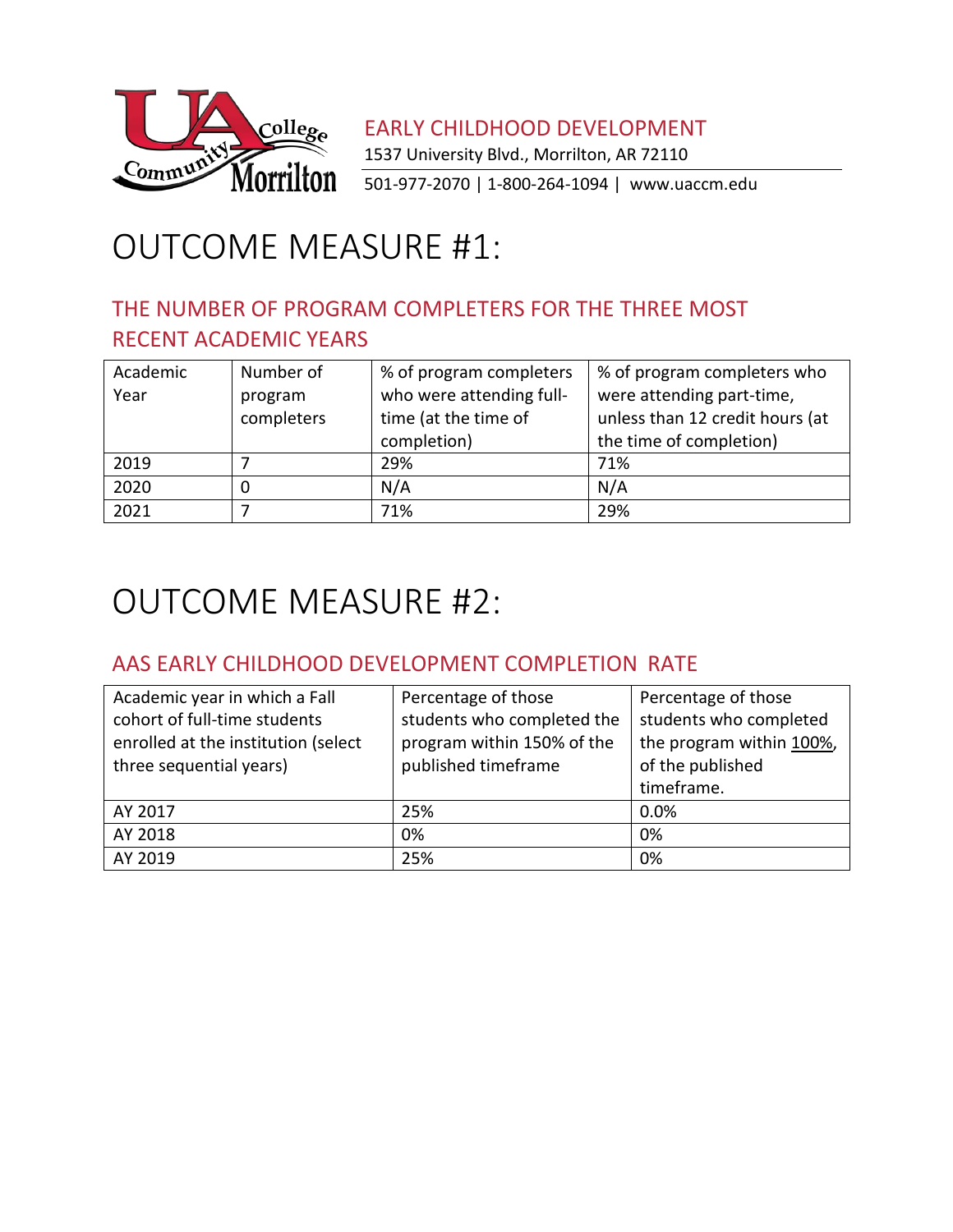EARLY CHILDHOOD DEVELOPMENT

1537 University Blvd., Morrilton, AR 72110

501-977-2070 | 1-800-264-1094 | www.uaccm.edu

# OUTCOME MEASURE #1:

## THE NUMBER OF PROGRAM COMPLETERS FOR THE THREE MOST RECENT ACADEMIC YEARS

| Academic Year | Number of program completers | % of program completers who were attending full-time (at the time of completion) | % of program completers who were attending part-time, unless than 12 credit hours (at the time of completion) |
|---|---|---|---|
| 2019 | 7 | 29% | 71% |
| 2020 | 0 | N/A | N/A |
| 2021 | 7 | 71% | 29% |

# OUTCOME MEASURE #2:

## AAS EARLY CHILDHOOD DEVELOPMENT COMPLETION RATE

| Academic year in which a Fall cohort of full-time students enrolled at the institution (select three sequential years) | Percentage of those students who completed the program within 150% of the published timeframe | Percentage of those students who completed the program within 100%, of the published timeframe. |
|---|---|---|
| AY 2017 | 25% | 0.0% |
| AY 2018 | 0% | 0% |
| AY 2019 | 25% | 0% |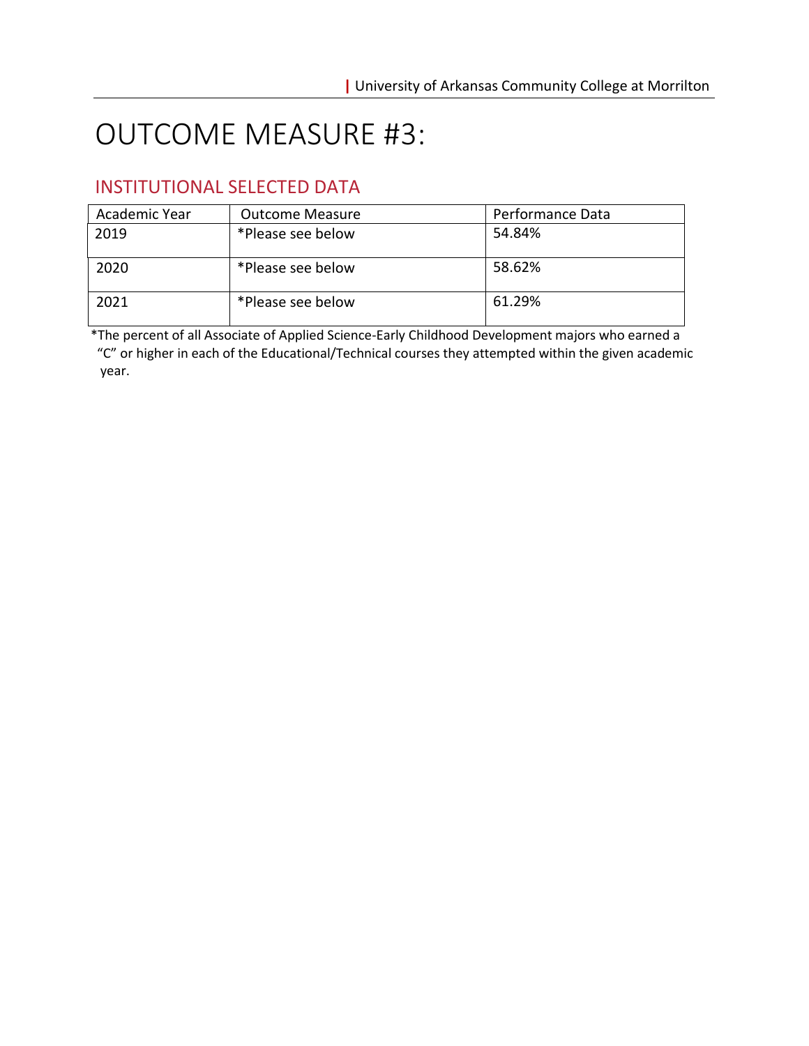# OUTCOME MEASURE #3:

## INSTITUTIONAL SELECTED DATA

| Academic Year | Outcome Measure | Performance Data |
|---|---|---|
| 2019 | *Please see below | 54.84% |
| 2020 | *Please see below | 58.62% |
| 2021 | *Please see below | 61.29% |

*The percent of all Associate of Applied Science-Early Childhood Development majors who earned a "C" or higher in each of the Educational/Technical courses they attempted within the given academic year.